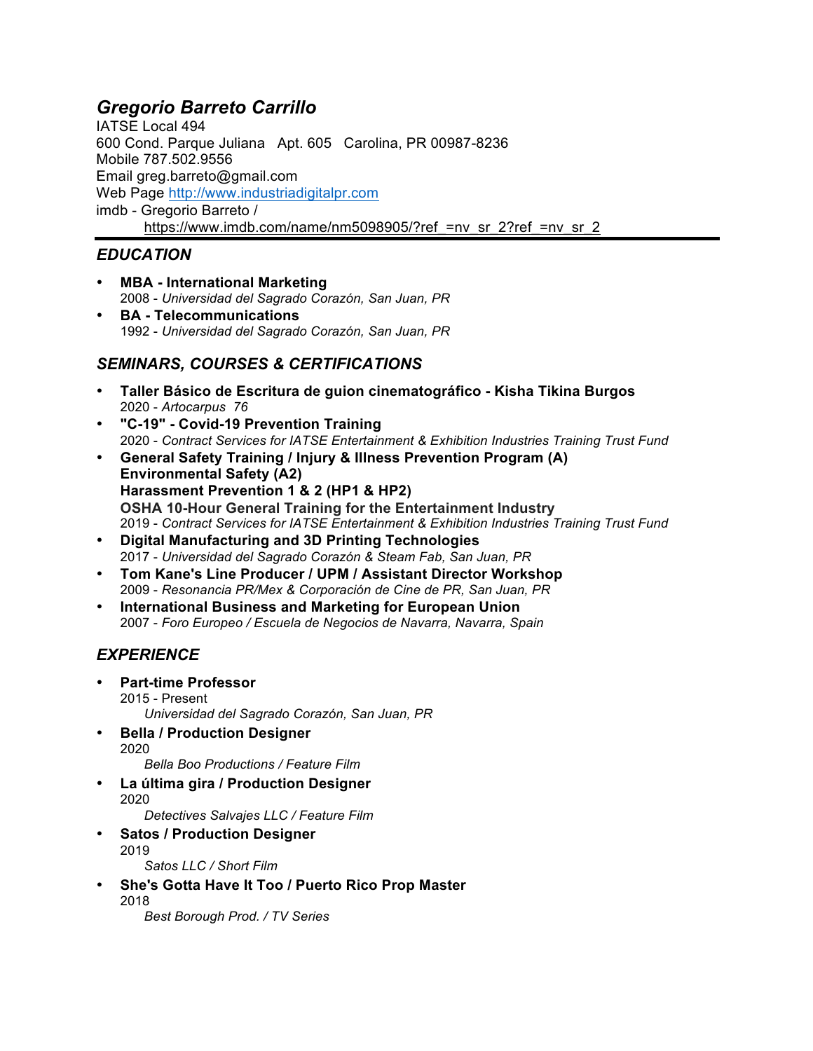# *Gregorio Barreto Carrillo*

IATSE Local 494
600 Cond. Parque Juliana Apt. 605 Carolina, PR 00987-8236
Mobile 787.502.9556
Email greg.barreto@gmail.com
Web Page http://www.industriadigitalpr.com
imdb - Gregorio Barreto /
https://www.imdb.com/name/nm5098905/?ref_=nv_sr_2?ref_=nv_sr_2

---

## *EDUCATION*

- **MBA - International Marketing**
  2008 - *Universidad del Sagrado Corazón, San Juan, PR*
- **BA - Telecommunications**
  1992 - *Universidad del Sagrado Corazón, San Juan, PR*

## *SEMINARS, COURSES & CERTIFICATIONS*

- **Taller Básico de Escritura de guion cinematográfico - Kisha Tikina Burgos**
  2020 - *Artocarpus 76*
- **"C-19" - Covid-19 Prevention Training**
  2020 - *Contract Services for IATSE Entertainment & Exhibition Industries Training Trust Fund*
- **General Safety Training / Injury & Illness Prevention Program (A)**
  **Environmental Safety (A2)**
  **Harassment Prevention 1 & 2 (HP1 & HP2)**
  **OSHA 10-Hour General Training for the Entertainment Industry**
  2019 - *Contract Services for IATSE Entertainment & Exhibition Industries Training Trust Fund*
- **Digital Manufacturing and 3D Printing Technologies**
  2017 - *Universidad del Sagrado Corazón & Steam Fab, San Juan, PR*
- **Tom Kane's Line Producer / UPM / Assistant Director Workshop**
  2009 - *Resonancia PR/Mex & Corporación de Cine de PR, San Juan, PR*
- **International Business and Marketing for European Union**
  2007 - *Foro Europeo / Escuela de Negocios de Navarra, Navarra, Spain*

## *EXPERIENCE*

- **Part-time Professor**
  2015 - Present
  *Universidad del Sagrado Corazón, San Juan, PR*
- **Bella / Production Designer**
  2020
  *Bella Boo Productions / Feature Film*
- **La última gira / Production Designer**
  2020
  *Detectives Salvajes LLC / Feature Film*
- **Satos / Production Designer**
  2019
  *Satos LLC / Short Film*
- **She's Gotta Have It Too / Puerto Rico Prop Master**
  2018
  *Best Borough Prod. / TV Series*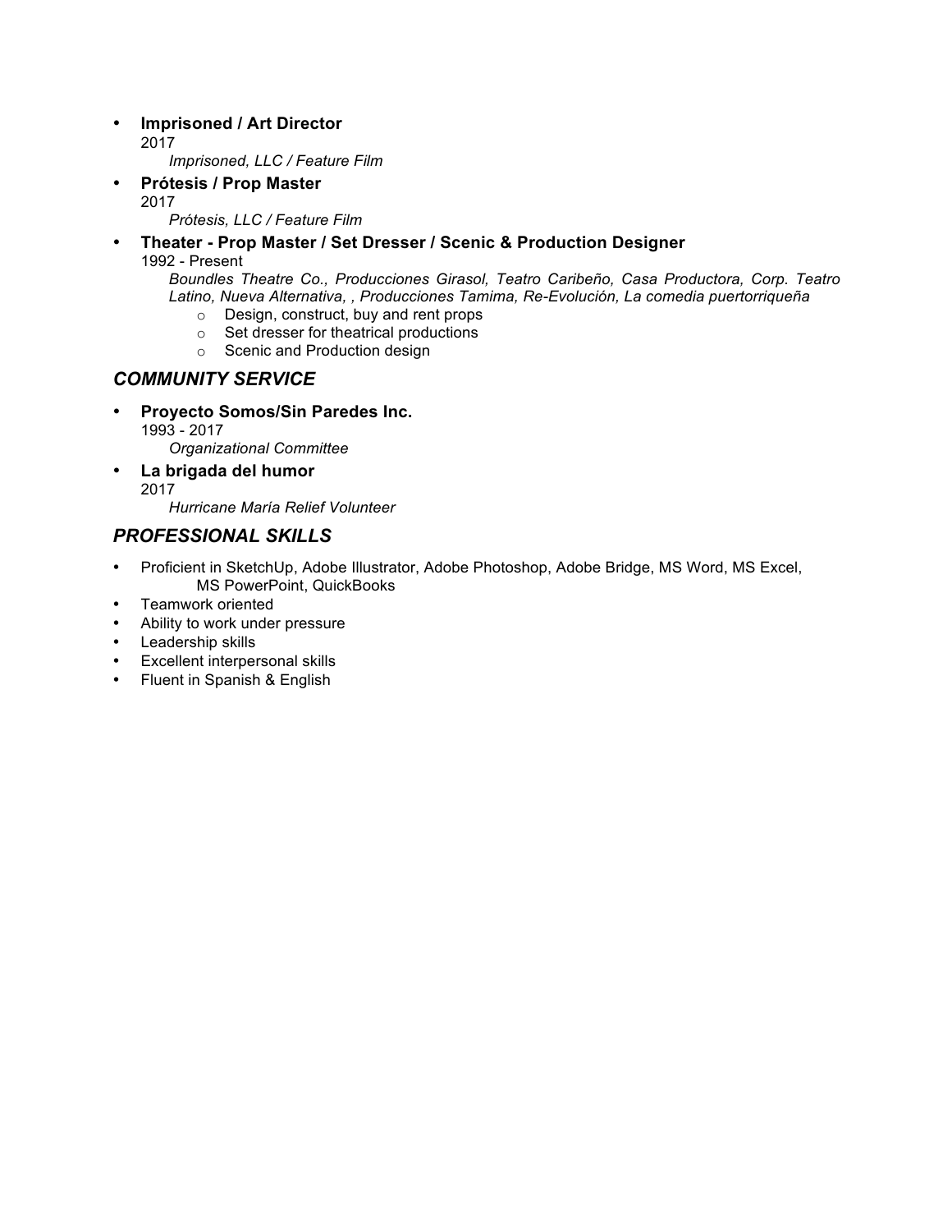- **Imprisoned / Art Director**
  2017
  *Imprisoned, LLC / Feature Film*
- **Prótesis / Prop Master**
  2017
  *Prótesis, LLC / Feature Film*
- **Theater - Prop Master / Set Dresser / Scenic & Production Designer**
  1992 - Present
  *Boundles Theatre Co., Producciones Girasol, Teatro Caribeño, Casa Productora, Corp. Teatro Latino, Nueva Alternativa, , Producciones Tamima, Re-Evolución, La comedia puertorriqueña*
  - Design, construct, buy and rent props
  - Set dresser for theatrical productions
  - Scenic and Production design

## *COMMUNITY SERVICE*

- **Proyecto Somos/Sin Paredes Inc.**
  1993 - 2017
  *Organizational Committee*
- **La brigada del humor**
  2017
  *Hurricane María Relief Volunteer*

## *PROFESSIONAL SKILLS*

- Proficient in SketchUp, Adobe Illustrator, Adobe Photoshop, Adobe Bridge, MS Word, MS Excel, MS PowerPoint, QuickBooks
- Teamwork oriented
- Ability to work under pressure
- Leadership skills
- Excellent interpersonal skills
- Fluent in Spanish & English